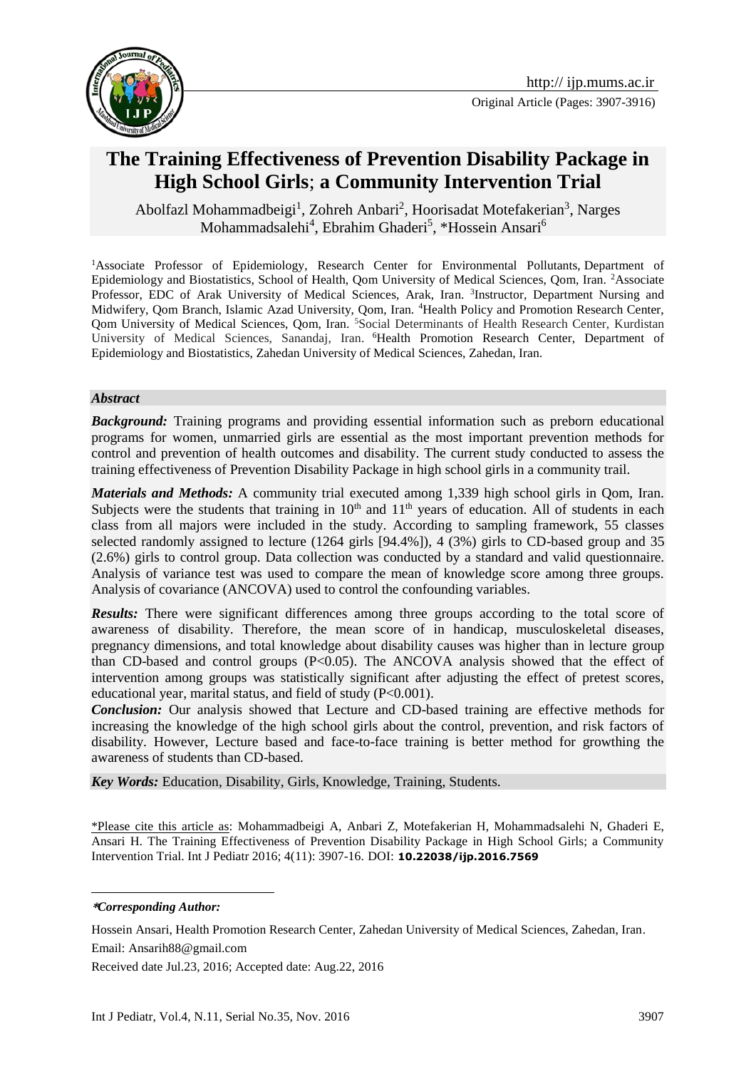Original Article (Pages: 3907-3916)

# The Training Effectiveness of Prevention Disability Package in High School Girls; a Community Intervention Trial

Abolfazl Mohammadbeigi[1], Zohreh Anbari[2], Hoorisadat Motefakerian[3], Narges Mohammadsalehi[4], Ebrahim Ghaderi[5], *Hossein Ansari[6]

[1]Associate Professor of Epidemiology, Research Center for Environmental Pollutants, Department of Epidemiology and Biostatistics, School of Health, Qom University of Medical Sciences, Qom, Iran. [2]Associate Professor, EDC of Arak University of Medical Sciences, Arak, Iran. [3]Instructor, Department Nursing and Midwifery, Qom Branch, Islamic Azad University, Qom, Iran. [4]Health Policy and Promotion Research Center, Qom University of Medical Sciences, Qom, Iran. [5]Social Determinants of Health Research Center, Kurdistan University of Medical Sciences, Sanandaj, Iran. [6]Health Promotion Research Center, Department of Epidemiology and Biostatistics, Zahedan University of Medical Sciences, Zahedan, Iran.

## *Abstract*

***Background:*** Training programs and providing essential information such as preborn educational programs for women, unmarried girls are essential as the most important prevention methods for control and prevention of health outcomes and disability. The current study conducted to assess the training effectiveness of Prevention Disability Package in high school girls in a community trail.

***Materials and Methods:*** A community trial executed among 1,339 high school girls in Qom, Iran. Subjects were the students that training in 10th and 11th years of education. All of students in each class from all majors were included in the study. According to sampling framework, 55 classes selected randomly assigned to lecture (1264 girls [94.4%]), 4 (3%) girls to CD-based group and 35 (2.6%) girls to control group. Data collection was conducted by a standard and valid questionnaire. Analysis of variance test was used to compare the mean of knowledge score among three groups. Analysis of covariance (ANCOVA) used to control the confounding variables.

***Results:*** There were significant differences among three groups according to the total score of awareness of disability. Therefore, the mean score of in handicap, musculoskeletal diseases, pregnancy dimensions, and total knowledge about disability causes was higher than in lecture group than CD-based and control groups (P<0.05). The ANCOVA analysis showed that the effect of intervention among groups was statistically significant after adjusting the effect of pretest scores, educational year, marital status, and field of study (P<0.001).

***Conclusion:*** Our analysis showed that Lecture and CD-based training are effective methods for increasing the knowledge of the high school girls about the control, prevention, and risk factors of disability. However, Lecture based and face-to-face training is better method for growthing the awareness of students than CD-based.

***Key Words:*** Education, Disability, Girls, Knowledge, Training, Students.

*Please cite this article as: Mohammadbeigi A, Anbari Z, Motefakerian H, Mohammadsalehi N, Ghaderi E, Ansari H. The Training Effectiveness of Prevention Disability Package in High School Girls; a Community Intervention Trial. Int J Pediatr 2016; 4(11): 3907-16. DOI: **10.22038/ijp.2016.7569**

***Corresponding Author:***

Hossein Ansari, Health Promotion Research Center, Zahedan University of Medical Sciences, Zahedan, Iran.

Email: Ansarih88@gmail.com

Received date Jul.23, 2016; Accepted date: Aug.22, 2016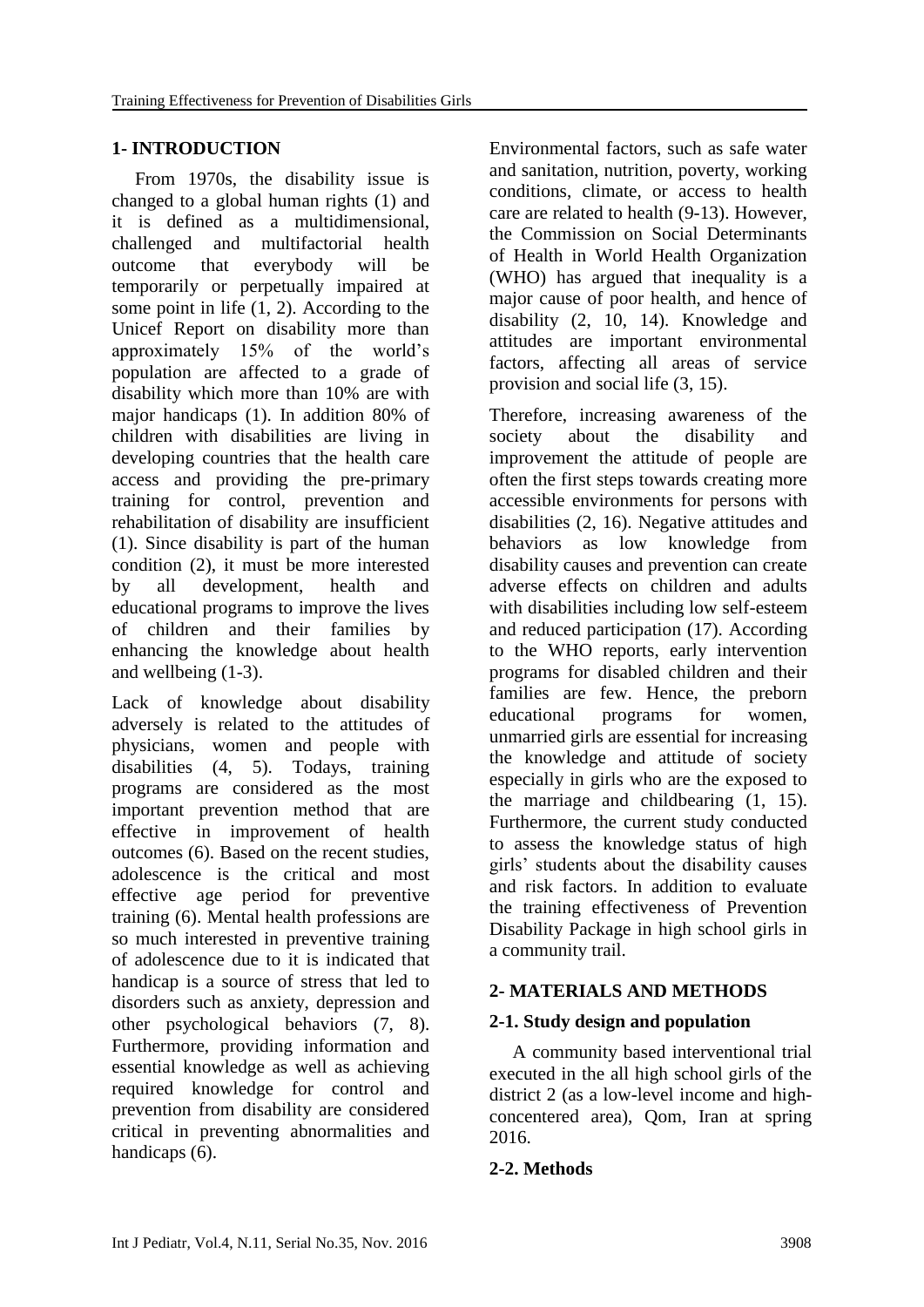## 1- INTRODUCTION

From 1970s, the disability issue is changed to a global human rights (1) and it is defined as a multidimensional, challenged and multifactorial health outcome that everybody will be temporarily or perpetually impaired at some point in life (1, 2). According to the Unicef Report on disability more than approximately 15% of the world's population are affected to a grade of disability which more than 10% are with major handicaps (1). In addition 80% of children with disabilities are living in developing countries that the health care access and providing the pre-primary training for control, prevention and rehabilitation of disability are insufficient (1). Since disability is part of the human condition (2), it must be more interested by all development, health and educational programs to improve the lives of children and their families by enhancing the knowledge about health and wellbeing (1-3).

Lack of knowledge about disability adversely is related to the attitudes of physicians, women and people with disabilities (4, 5). Todays, training programs are considered as the most important prevention method that are effective in improvement of health outcomes (6). Based on the recent studies, adolescence is the critical and most effective age period for preventive training (6). Mental health professions are so much interested in preventive training of adolescence due to it is indicated that handicap is a source of stress that led to disorders such as anxiety, depression and other psychological behaviors (7, 8). Furthermore, providing information and essential knowledge as well as achieving required knowledge for control and prevention from disability are considered critical in preventing abnormalities and handicaps (6).

Environmental factors, such as safe water and sanitation, nutrition, poverty, working conditions, climate, or access to health care are related to health (9-13). However, the Commission on Social Determinants of Health in World Health Organization (WHO) has argued that inequality is a major cause of poor health, and hence of disability (2, 10, 14). Knowledge and attitudes are important environmental factors, affecting all areas of service provision and social life (3, 15).

Therefore, increasing awareness of the society about the disability and improvement the attitude of people are often the first steps towards creating more accessible environments for persons with disabilities (2, 16). Negative attitudes and behaviors as low knowledge from disability causes and prevention can create adverse effects on children and adults with disabilities including low self-esteem and reduced participation (17). According to the WHO reports, early intervention programs for disabled children and their families are few. Hence, the preborn educational programs for women, unmarried girls are essential for increasing the knowledge and attitude of society especially in girls who are the exposed to the marriage and childbearing (1, 15). Furthermore, the current study conducted to assess the knowledge status of high girls' students about the disability causes and risk factors. In addition to evaluate the training effectiveness of Prevention Disability Package in high school girls in a community trail.

## 2- MATERIALS AND METHODS

### 2-1. Study design and population

A community based interventional trial executed in the all high school girls of the district 2 (as a low-level income and high-concentered area), Qom, Iran at spring 2016.

### 2-2. Methods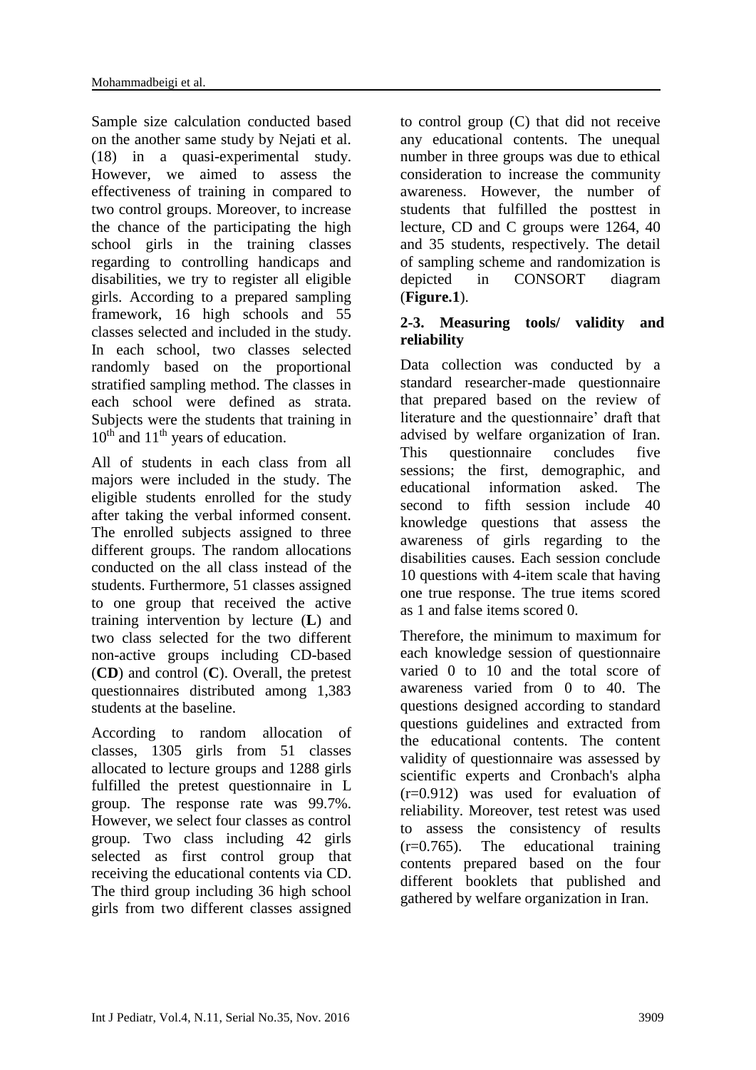Sample size calculation conducted based on the another same study by Nejati et al. (18) in a quasi-experimental study. However, we aimed to assess the effectiveness of training in compared to two control groups. Moreover, to increase the chance of the participating the high school girls in the training classes regarding to controlling handicaps and disabilities, we try to register all eligible girls. According to a prepared sampling framework, 16 high schools and 55 classes selected and included in the study. In each school, two classes selected randomly based on the proportional stratified sampling method. The classes in each school were defined as strata. Subjects were the students that training in $10^{th}$ and $11^{th}$ years of education.

All of students in each class from all majors were included in the study. The eligible students enrolled for the study after taking the verbal informed consent. The enrolled subjects assigned to three different groups. The random allocations conducted on the all class instead of the students. Furthermore, 51 classes assigned to one group that received the active training intervention by lecture (**L**) and two class selected for the two different non-active groups including CD-based (**CD**) and control (**C**). Overall, the pretest questionnaires distributed among 1,383 students at the baseline.

According to random allocation of classes, 1305 girls from 51 classes allocated to lecture groups and 1288 girls fulfilled the pretest questionnaire in L group. The response rate was 99.7%. However, we select four classes as control group. Two class including 42 girls selected as first control group that receiving the educational contents via CD. The third group including 36 high school girls from two different classes assigned to control group (C) that did not receive any educational contents. The unequal number in three groups was due to ethical consideration to increase the community awareness. However, the number of students that fulfilled the posttest in lecture, CD and C groups were 1264, 40 and 35 students, respectively. The detail of sampling scheme and randomization is depicted in CONSORT diagram (**Figure.1**).

### 2-3. Measuring tools/ validity and reliability

Data collection was conducted by a standard researcher-made questionnaire that prepared based on the review of literature and the questionnaire' draft that advised by welfare organization of Iran. This questionnaire concludes five sessions; the first, demographic, and educational information asked. The second to fifth session include 40 knowledge questions that assess the awareness of girls regarding to the disabilities causes. Each session conclude 10 questions with 4-item scale that having one true response. The true items scored as 1 and false items scored 0.

Therefore, the minimum to maximum for each knowledge session of questionnaire varied 0 to 10 and the total score of awareness varied from 0 to 40. The questions designed according to standard questions guidelines and extracted from the educational contents. The content validity of questionnaire was assessed by scientific experts and Cronbach's alpha (r=0.912) was used for evaluation of reliability. Moreover, test retest was used to assess the consistency of results (r=0.765). The educational training contents prepared based on the four different booklets that published and gathered by welfare organization in Iran.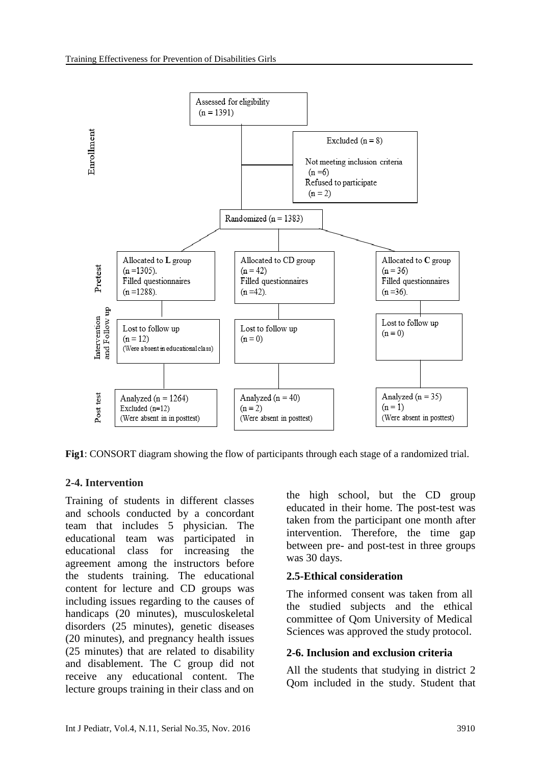Enrollment

Assessed for eligibility (n = 1391)

Excluded (n = 8)

Not meeting inclusion criteria (n =6)

Refused to participate (n = 2)

Randomized (n = 1383)

Pretest

Allocated to **L** group (n =1305). Filled questionnaires (n =1288).

Allocated to CD group (n = 42) Filled questionnaires (n =42).

Allocated to **C** group (n = 36) Filled questionnaires (n =36).

Intervention and Follow up

Lost to follow up (n = 12) (Were absent in educational class)

Lost to follow up (n = 0)

Lost to follow up (n = 0)

Post test

Analyzed (n = 1264) Excluded (n=12) (Were absent in in posttest)

Analyzed (n = 40) (n = 2) (Were absent in posttest)

Analyzed (n = 35) (n = 1) (Were absent in posttest)

**Fig1**: CONSORT diagram showing the flow of participants through each stage of a randomized trial.

### 2-4. Intervention

Training of students in different classes and schools conducted by a concordant team that includes 5 physician. The educational team was participated in educational class for increasing the agreement among the instructors before the students training. The educational content for lecture and CD groups was including issues regarding to the causes of handicaps (20 minutes), musculoskeletal disorders (25 minutes), genetic diseases (20 minutes), and pregnancy health issues (25 minutes) that are related to disability and disablement. The C group did not receive any educational content. The lecture groups training in their class and on the high school, but the CD group educated in their home. The post-test was taken from the participant one month after intervention. Therefore, the time gap between pre- and post-test in three groups was 30 days.

### 2.5-Ethical consideration

The informed consent was taken from all the studied subjects and the ethical committee of Qom University of Medical Sciences was approved the study protocol.

### 2-6. Inclusion and exclusion criteria

All the students that studying in district 2 Qom included in the study. Student that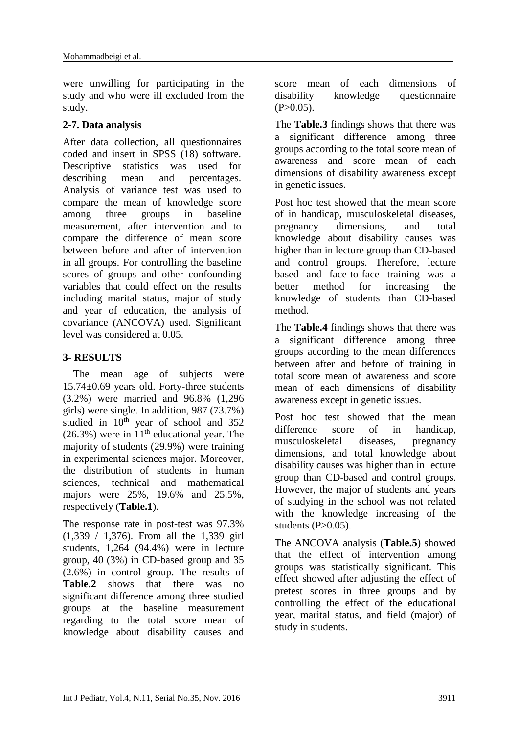were unwilling for participating in the study and who were ill excluded from the study.

### 2-7. Data analysis

After data collection, all questionnaires coded and insert in SPSS (18) software. Descriptive statistics was used for describing mean and percentages. Analysis of variance test was used to compare the mean of knowledge score among three groups in baseline measurement, after intervention and to compare the difference of mean score between before and after of intervention in all groups. For controlling the baseline scores of groups and other confounding variables that could effect on the results including marital status, major of study and year of education, the analysis of covariance (ANCOVA) used. Significant level was considered at 0.05.

## 3- RESULTS

The mean age of subjects were 15.74±0.69 years old. Forty-three students (3.2%) were married and 96.8% (1,296 girls) were single. In addition, 987 (73.7%) studied in 10th year of school and 352 (26.3%) were in 11th educational year. The majority of students (29.9%) were training in experimental sciences major. Moreover, the distribution of students in human sciences, technical and mathematical majors were 25%, 19.6% and 25.5%, respectively (**Table.1**).

The response rate in post-test was 97.3% (1,339 / 1,376). From all the 1,339 girl students, 1,264 (94.4%) were in lecture group, 40 (3%) in CD-based group and 35 (2.6%) in control group. The results of **Table.2** shows that there was no significant difference among three studied groups at the baseline measurement regarding to the total score mean of knowledge about disability causes and score mean of each dimensions of disability knowledge questionnaire (P>0.05).

The **Table.3** findings shows that there was a significant difference among three groups according to the total score mean of awareness and score mean of each dimensions of disability awareness except in genetic issues.

Post hoc test showed that the mean score of in handicap, musculoskeletal diseases, pregnancy dimensions, and total knowledge about disability causes was higher than in lecture group than CD-based and control groups. Therefore, lecture based and face-to-face training was a better method for increasing the knowledge of students than CD-based method.

The **Table.4** findings shows that there was a significant difference among three groups according to the mean differences between after and before of training in total score mean of awareness and score mean of each dimensions of disability awareness except in genetic issues.

Post hoc test showed that the mean difference score of in handicap, musculoskeletal diseases, pregnancy dimensions, and total knowledge about disability causes was higher than in lecture group than CD-based and control groups. However, the major of students and years of studying in the school was not related with the knowledge increasing of the students (P>0.05).

The ANCOVA analysis (**Table.5**) showed that the effect of intervention among groups was statistically significant. This effect showed after adjusting the effect of pretest scores in three groups and by controlling the effect of the educational year, marital status, and field (major) of study in students.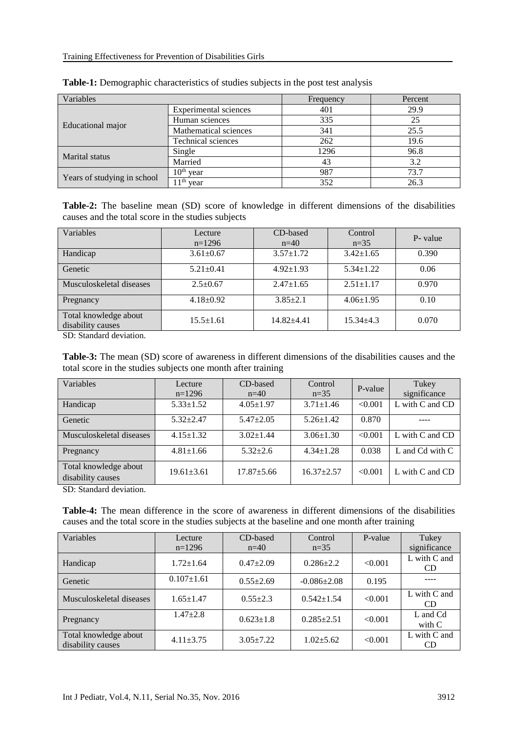**Table-1:** Demographic characteristics of studies subjects in the post test analysis

| Variables | | Frequency | Percent |
|---|---|---|---|
| Educational major | Experimental sciences | 401 | 29.9 |
| | Human sciences | 335 | 25 |
| | Mathematical sciences | 341 | 25.5 |
| | Technical sciences | 262 | 19.6 |
| Marital status | Single | 1296 | 96.8 |
| | Married | 43 | 3.2 |
| Years of studying in school | $10^{th}$ year | 987 | 73.7 |
| | $11^{th}$ year | 352 | 26.3 |

**Table-2:** The baseline mean (SD) score of knowledge in different dimensions of the disabilities causes and the total score in the studies subjects

| Variables | Lecture n=1296 | CD-based n=40 | Control n=35 | P- value |
|---|---|---|---|---|
| Handicap | 3.61±0.67 | 3.57±1.72 | 3.42±1.65 | 0.390 |
| Genetic | 5.21±0.41 | 4.92±1.93 | 5.34±1.22 | 0.06 |
| Musculoskeletal diseases | 2.5±0.67 | 2.47±1.65 | 2.51±1.17 | 0.970 |
| Pregnancy | 4.18±0.92 | 3.85±2.1 | 4.06±1.95 | 0.10 |
| Total knowledge about disability causes | 15.5±1.61 | 14.82±4.41 | 15.34±4.3 | 0.070 |

SD: Standard deviation.

**Table-3:** The mean (SD) score of awareness in different dimensions of the disabilities causes and the total score in the studies subjects one month after training

| Variables | Lecture n=1296 | CD-based n=40 | Control n=35 | P-value | Tukey significance |
|---|---|---|---|---|---|
| Handicap | 5.33±1.52 | 4.05±1.97 | 3.71±1.46 | <0.001 | L with C and CD |
| Genetic | 5.32±2.47 | 5.47±2.05 | 5.26±1.42 | 0.870 | ---- |
| Musculoskeletal diseases | 4.15±1.32 | 3.02±1.44 | 3.06±1.30 | <0.001 | L with C and CD |
| Pregnancy | 4.81±1.66 | 5.32±2.6 | 4.34±1.28 | 0.038 | L and Cd with C |
| Total knowledge about disability causes | 19.61±3.61 | 17.87±5.66 | 16.37±2.57 | <0.001 | L with C and CD |

SD: Standard deviation.

**Table-4:** The mean difference in the score of awareness in different dimensions of the disabilities causes and the total score in the studies subjects at the baseline and one month after training

| Variables | Lecture n=1296 | CD-based n=40 | Control n=35 | P-value | Tukey significance |
|---|---|---|---|---|---|
| Handicap | 1.72±1.64 | 0.47±2.09 | 0.286±2.2 | <0.001 | L with C and CD |
| Genetic | 0.107±1.61 | 0.55±2.69 | -0.086±2.08 | 0.195 | ---- |
| Musculoskeletal diseases | 1.65±1.47 | 0.55±2.3 | 0.542±1.54 | <0.001 | L with C and CD |
| Pregnancy | 1.47±2.8 | 0.623±1.8 | 0.285±2.51 | <0.001 | L and Cd with C |
| Total knowledge about disability causes | 4.11±3.75 | 3.05±7.22 | 1.02±5.62 | <0.001 | L with C and CD |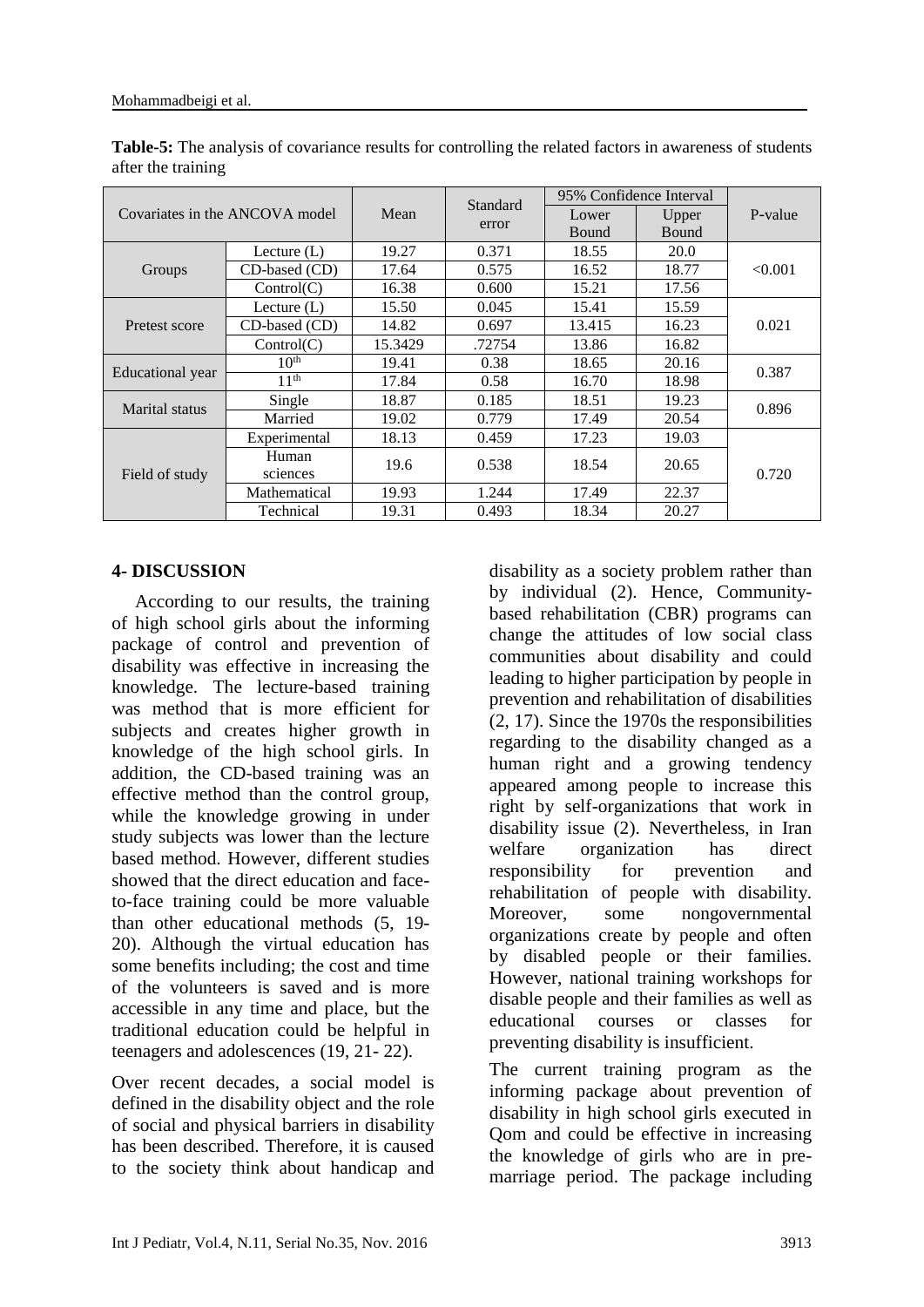**Table-5:** The analysis of covariance results for controlling the related factors in awareness of students after the training

| Covariates in the ANCOVA model | | Mean | Standard error | 95% Confidence Interval | | P-value |
|---|---|---|---|---|---|---|
| | | | | Lower Bound | Upper Bound | |
| Groups | Lecture (L) | 19.27 | 0.371 | 18.55 | 20.0 | <0.001 |
| | CD-based (CD) | 17.64 | 0.575 | 16.52 | 18.77 | |
| | Control(C) | 16.38 | 0.600 | 15.21 | 17.56 | |
| Pretest score | Lecture (L) | 15.50 | 0.045 | 15.41 | 15.59 | 0.021 |
| | CD-based (CD) | 14.82 | 0.697 | 13.415 | 16.23 | |
| | Control(C) | 15.3429 | .72754 | 13.86 | 16.82 | |
| Educational year | 10th | 19.41 | 0.38 | 18.65 | 20.16 | 0.387 |
| | 11th | 17.84 | 0.58 | 16.70 | 18.98 | |
| Marital status | Single | 18.87 | 0.185 | 18.51 | 19.23 | 0.896 |
| | Married | 19.02 | 0.779 | 17.49 | 20.54 | |
| Field of study | Experimental | 18.13 | 0.459 | 17.23 | 19.03 | 0.720 |
| | Human sciences | 19.6 | 0.538 | 18.54 | 20.65 | |
| | Mathematical | 19.93 | 1.244 | 17.49 | 22.37 | |
| | Technical | 19.31 | 0.493 | 18.34 | 20.27 | |

## 4- DISCUSSION

According to our results, the training of high school girls about the informing package of control and prevention of disability was effective in increasing the knowledge. The lecture-based training was method that is more efficient for subjects and creates higher growth in knowledge of the high school girls. In addition, the CD-based training was an effective method than the control group, while the knowledge growing in under study subjects was lower than the lecture based method. However, different studies showed that the direct education and face-to-face training could be more valuable than other educational methods (5, 19-20). Although the virtual education has some benefits including; the cost and time of the volunteers is saved and is more accessible in any time and place, but the traditional education could be helpful in teenagers and adolescences (19, 21- 22).

Over recent decades, a social model is defined in the disability object and the role of social and physical barriers in disability has been described. Therefore, it is caused to the society think about handicap and disability as a society problem rather than by individual (2). Hence, Community-based rehabilitation (CBR) programs can change the attitudes of low social class communities about disability and could leading to higher participation by people in prevention and rehabilitation of disabilities (2, 17). Since the 1970s the responsibilities regarding to the disability changed as a human right and a growing tendency appeared among people to increase this right by self-organizations that work in disability issue (2). Nevertheless, in Iran welfare organization has direct responsibility for prevention and rehabilitation of people with disability. Moreover, some nongovernmental organizations create by people and often by disabled people or their families. However, national training workshops for disable people and their families as well as educational courses or classes for preventing disability is insufficient.

The current training program as the informing package about prevention of disability in high school girls executed in Qom and could be effective in increasing the knowledge of girls who are in pre-marriage period. The package including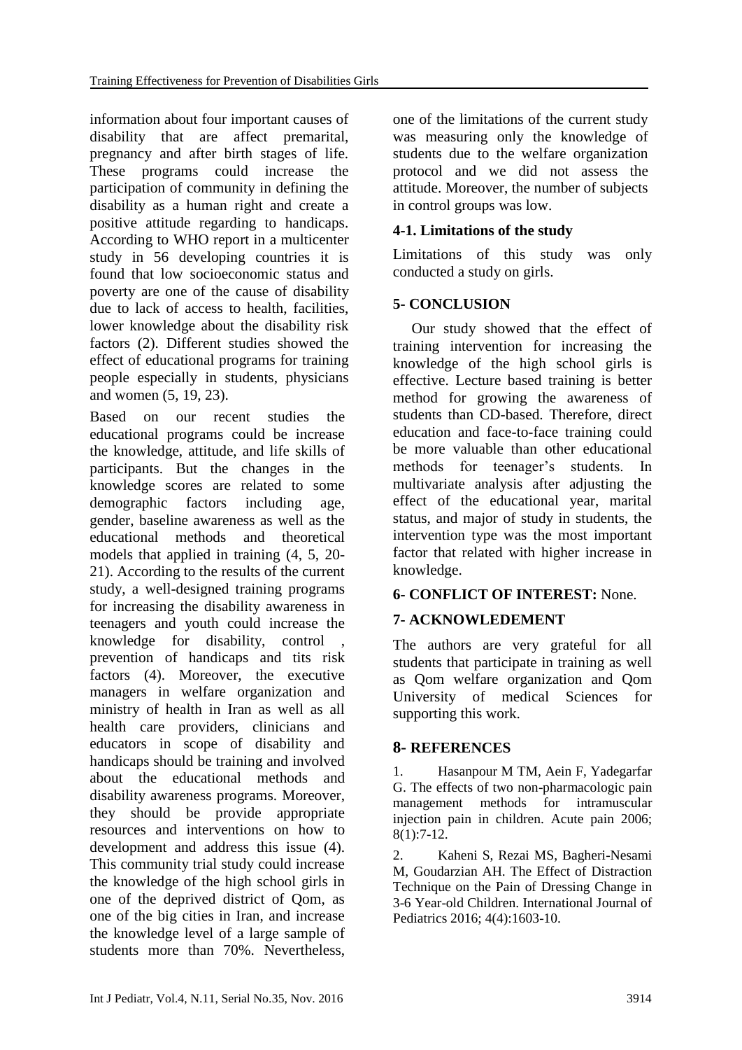information about four important causes of disability that are affect premarital, pregnancy and after birth stages of life. These programs could increase the participation of community in defining the disability as a human right and create a positive attitude regarding to handicaps. According to WHO report in a multicenter study in 56 developing countries it is found that low socioeconomic status and poverty are one of the cause of disability due to lack of access to health, facilities, lower knowledge about the disability risk factors (2). Different studies showed the effect of educational programs for training people especially in students, physicians and women (5, 19, 23).

Based on our recent studies the educational programs could be increase the knowledge, attitude, and life skills of participants. But the changes in the knowledge scores are related to some demographic factors including age, gender, baseline awareness as well as the educational methods and theoretical models that applied in training (4, 5, 20-21). According to the results of the current study, a well-designed training programs for increasing the disability awareness in teenagers and youth could increase the knowledge for disability, control , prevention of handicaps and tits risk factors (4). Moreover, the executive managers in welfare organization and ministry of health in Iran as well as all health care providers, clinicians and educators in scope of disability and handicaps should be training and involved about the educational methods and disability awareness programs. Moreover, they should be provide appropriate resources and interventions on how to development and address this issue (4). This community trial study could increase the knowledge of the high school girls in one of the deprived district of Qom, as one of the big cities in Iran, and increase the knowledge level of a large sample of students more than 70%. Nevertheless, one of the limitations of the current study was measuring only the knowledge of students due to the welfare organization protocol and we did not assess the attitude. Moreover, the number of subjects in control groups was low.

### 4-1. Limitations of the study

Limitations of this study was only conducted a study on girls.

## 5- CONCLUSION

Our study showed that the effect of training intervention for increasing the knowledge of the high school girls is effective. Lecture based training is better method for growing the awareness of students than CD-based. Therefore, direct education and face-to-face training could be more valuable than other educational methods for teenager's students. In multivariate analysis after adjusting the effect of the educational year, marital status, and major of study in students, the intervention type was the most important factor that related with higher increase in knowledge.

## 6- CONFLICT OF INTEREST: None.

## 7- ACKNOWLEDEMENT

The authors are very grateful for all students that participate in training as well as Qom welfare organization and Qom University of medical Sciences for supporting this work.

## 8- REFERENCES

1. Hasanpour M TM, Aein F, Yadegarfar G. The effects of two non-pharmacologic pain management methods for intramuscular injection pain in children. Acute pain 2006; 8(1):7-12.

2. Kaheni S, Rezai MS, Bagheri-Nesami M, Goudarzian AH. The Effect of Distraction Technique on the Pain of Dressing Change in 3-6 Year-old Children. International Journal of Pediatrics 2016; 4(4):1603-10.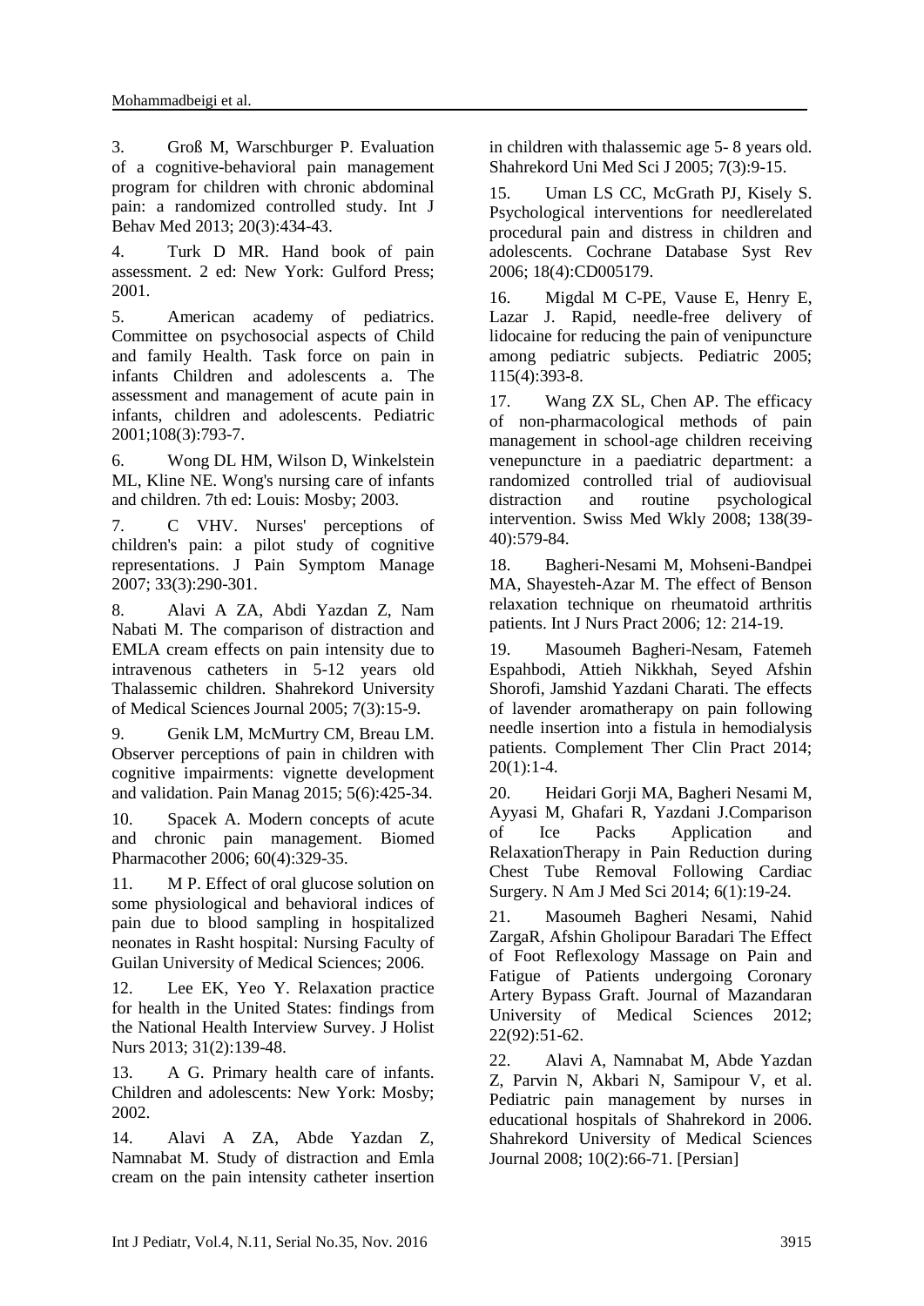3. Groß M, Warschburger P. Evaluation of a cognitive-behavioral pain management program for children with chronic abdominal pain: a randomized controlled study. Int J Behav Med 2013; 20(3):434-43.

4. Turk D MR. Hand book of pain assessment. 2 ed: New York: Gulford Press; 2001.

5. American academy of pediatrics. Committee on psychosocial aspects of Child and family Health. Task force on pain in infants Children and adolescents a. The assessment and management of acute pain in infants, children and adolescents. Pediatric 2001;108(3):793-7.

6. Wong DL HM, Wilson D, Winkelstein ML, Kline NE. Wong's nursing care of infants and children. 7th ed: Louis: Mosby; 2003.

7. C VHV. Nurses' perceptions of children's pain: a pilot study of cognitive representations. J Pain Symptom Manage 2007; 33(3):290-301.

8. Alavi A ZA, Abdi Yazdan Z, Nam Nabati M. The comparison of distraction and EMLA cream effects on pain intensity due to intravenous catheters in 5-12 years old Thalassemic children. Shahrekord University of Medical Sciences Journal 2005; 7(3):15-9.

9. Genik LM, McMurtry CM, Breau LM. Observer perceptions of pain in children with cognitive impairments: vignette development and validation. Pain Manag 2015; 5(6):425-34.

10. Spacek A. Modern concepts of acute and chronic pain management. Biomed Pharmacother 2006; 60(4):329-35.

11. M P. Effect of oral glucose solution on some physiological and behavioral indices of pain due to blood sampling in hospitalized neonates in Rasht hospital: Nursing Faculty of Guilan University of Medical Sciences; 2006.

12. Lee EK, Yeo Y. Relaxation practice for health in the United States: findings from the National Health Interview Survey. J Holist Nurs 2013; 31(2):139-48.

13. A G. Primary health care of infants. Children and adolescents: New York: Mosby; 2002.

14. Alavi A ZA, Abde Yazdan Z, Namnabat M. Study of distraction and Emla cream on the pain intensity catheter insertion in children with thalassemic age 5- 8 years old. Shahrekord Uni Med Sci J 2005; 7(3):9-15.

15. Uman LS CC, McGrath PJ, Kisely S. Psychological interventions for needlerelated procedural pain and distress in children and adolescents. Cochrane Database Syst Rev 2006; 18(4):CD005179.

16. Migdal M C-PE, Vause E, Henry E, Lazar J. Rapid, needle-free delivery of lidocaine for reducing the pain of venipuncture among pediatric subjects. Pediatric 2005; 115(4):393-8.

17. Wang ZX SL, Chen AP. The efficacy of non-pharmacological methods of pain management in school-age children receiving venepuncture in a paediatric department: a randomized controlled trial of audiovisual distraction and routine psychological intervention. Swiss Med Wkly 2008; 138(39-40):579-84.

18. Bagheri-Nesami M, Mohseni-Bandpei MA, Shayesteh-Azar M. The effect of Benson relaxation technique on rheumatoid arthritis patients. Int J Nurs Pract 2006; 12: 214-19.

19. Masoumeh Bagheri-Nesam, Fatemeh Espahbodi, Attieh Nikkhah, Seyed Afshin Shorofi, Jamshid Yazdani Charati. The effects of lavender aromatherapy on pain following needle insertion into a fistula in hemodialysis patients. Complement Ther Clin Pract 2014; 20(1):1-4.

20. Heidari Gorji MA, Bagheri Nesami M, Ayyasi M, Ghafari R, Yazdani J.Comparison of Ice Packs Application and RelaxationTherapy in Pain Reduction during Chest Tube Removal Following Cardiac Surgery. N Am J Med Sci 2014; 6(1):19-24.

21. Masoumeh Bagheri Nesami, Nahid ZargaR, Afshin Gholipour Baradari The Effect of Foot Reflexology Massage on Pain and Fatigue of Patients undergoing Coronary Artery Bypass Graft. Journal of Mazandaran University of Medical Sciences 2012; 22(92):51-62.

22. Alavi A, Namnabat M, Abde Yazdan Z, Parvin N, Akbari N, Samipour V, et al. Pediatric pain management by nurses in educational hospitals of Shahrekord in 2006. Shahrekord University of Medical Sciences Journal 2008; 10(2):66-71. [Persian]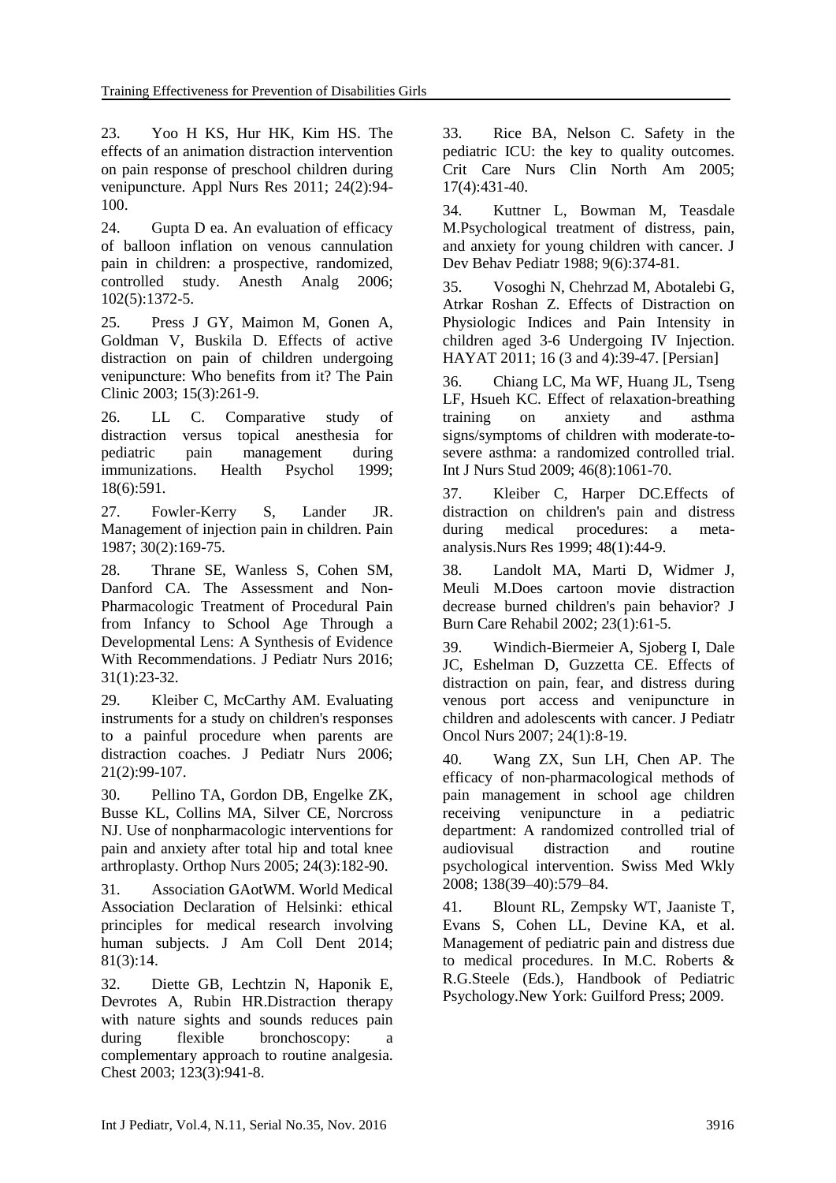23. Yoo H KS, Hur HK, Kim HS. The effects of an animation distraction intervention on pain response of preschool children during venipuncture. Appl Nurs Res 2011; 24(2):94-100.

24. Gupta D ea. An evaluation of efficacy of balloon inflation on venous cannulation pain in children: a prospective, randomized, controlled study. Anesth Analg 2006; 102(5):1372-5.

25. Press J GY, Maimon M, Gonen A, Goldman V, Buskila D. Effects of active distraction on pain of children undergoing venipuncture: Who benefits from it? The Pain Clinic 2003; 15(3):261-9.

26. LL C. Comparative study of distraction versus topical anesthesia for pediatric pain management during immunizations. Health Psychol 1999; 18(6):591.

27. Fowler-Kerry S, Lander JR. Management of injection pain in children. Pain 1987; 30(2):169-75.

28. Thrane SE, Wanless S, Cohen SM, Danford CA. The Assessment and Non-Pharmacologic Treatment of Procedural Pain from Infancy to School Age Through a Developmental Lens: A Synthesis of Evidence With Recommendations. J Pediatr Nurs 2016; 31(1):23-32.

29. Kleiber C, McCarthy AM. Evaluating instruments for a study on children's responses to a painful procedure when parents are distraction coaches. J Pediatr Nurs 2006; 21(2):99-107.

30. Pellino TA, Gordon DB, Engelke ZK, Busse KL, Collins MA, Silver CE, Norcross NJ. Use of nonpharmacologic interventions for pain and anxiety after total hip and total knee arthroplasty. Orthop Nurs 2005; 24(3):182-90.

31. Association GAotWM. World Medical Association Declaration of Helsinki: ethical principles for medical research involving human subjects. J Am Coll Dent 2014; 81(3):14.

32. Diette GB, Lechtzin N, Haponik E, Devrotes A, Rubin HR.Distraction therapy with nature sights and sounds reduces pain during flexible bronchoscopy: a complementary approach to routine analgesia. Chest 2003; 123(3):941-8.

33. Rice BA, Nelson C. Safety in the pediatric ICU: the key to quality outcomes. Crit Care Nurs Clin North Am 2005; 17(4):431-40.

34. Kuttner L, Bowman M, Teasdale M.Psychological treatment of distress, pain, and anxiety for young children with cancer. J Dev Behav Pediatr 1988; 9(6):374-81.

35. Vosoghi N, Chehrzad M, Abotalebi G, Atrkar Roshan Z. Effects of Distraction on Physiologic Indices and Pain Intensity in children aged 3-6 Undergoing IV Injection. HAYAT 2011; 16 (3 and 4):39-47. [Persian]

36. Chiang LC, Ma WF, Huang JL, Tseng LF, Hsueh KC. Effect of relaxation-breathing training on anxiety and asthma signs/symptoms of children with moderate-to-severe asthma: a randomized controlled trial. Int J Nurs Stud 2009; 46(8):1061-70.

37. Kleiber C, Harper DC.Effects of distraction on children's pain and distress during medical procedures: a meta-analysis.Nurs Res 1999; 48(1):44-9.

38. Landolt MA, Marti D, Widmer J, Meuli M.Does cartoon movie distraction decrease burned children's pain behavior? J Burn Care Rehabil 2002; 23(1):61-5.

39. Windich-Biermeier A, Sjoberg I, Dale JC, Eshelman D, Guzzetta CE. Effects of distraction on pain, fear, and distress during venous port access and venipuncture in children and adolescents with cancer. J Pediatr Oncol Nurs 2007; 24(1):8-19.

40. Wang ZX, Sun LH, Chen AP. The efficacy of non-pharmacological methods of pain management in school age children receiving venipuncture in a pediatric department: A randomized controlled trial of audiovisual distraction and routine psychological intervention. Swiss Med Wkly 2008; 138(39–40):579–84.

41. Blount RL, Zempsky WT, Jaaniste T, Evans S, Cohen LL, Devine KA, et al. Management of pediatric pain and distress due to medical procedures. In M.C. Roberts & R.G.Steele (Eds.), Handbook of Pediatric Psychology.New York: Guilford Press; 2009.